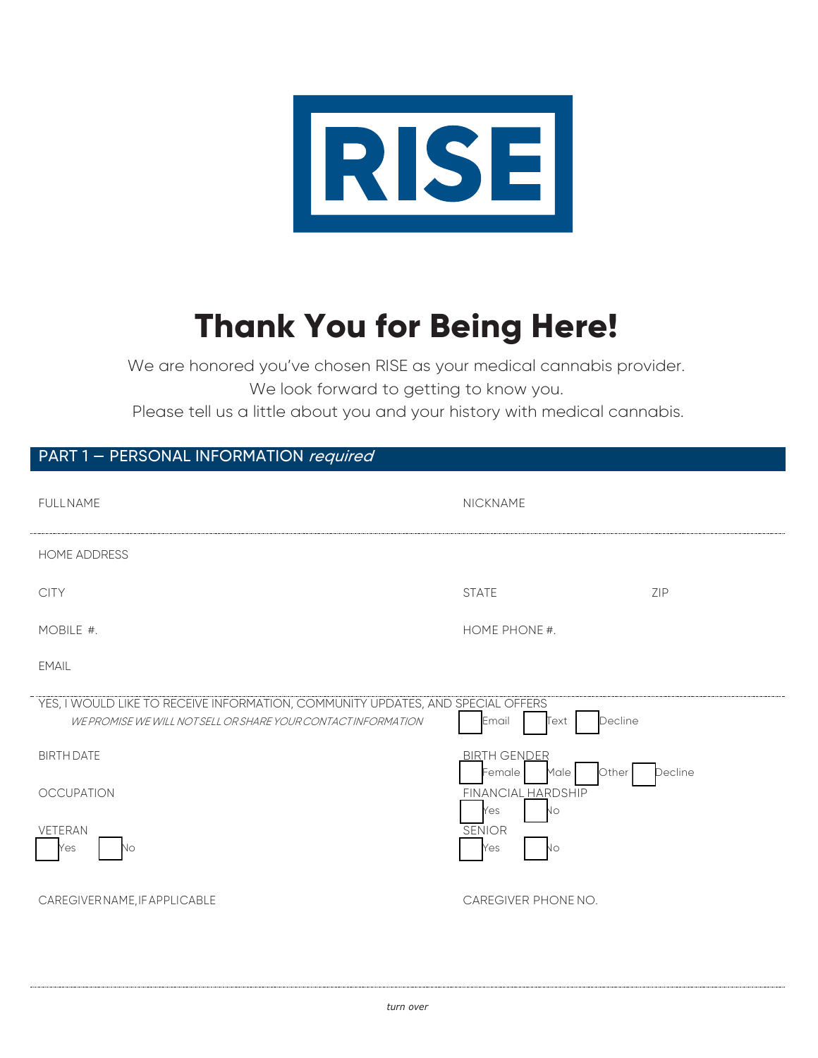# RISE

# Thank You for Being Here!

We are honored you've chosen RISE as your medical cannabis provider.
We look forward to getting to know you.
Please tell us a little about you and your history with medical cannabis.

## PART 1 – PERSONAL INFORMATION *required*

FULL NAME

NICKNAME

HOME ADDRESS

CITY

STATE

ZIP

MOBILE #.

HOME PHONE #.

EMAIL

YES, I WOULD LIKE TO RECEIVE INFORMATION, COMMUNITY UPDATES, AND SPECIAL OFFERS

*WE PROMISE WE WILL NOT SELL OR SHARE YOUR CONTACT INFORMATION*

☐ Email ☐ Text ☐ Decline

BIRTH DATE

BIRTH GENDER

☐ Female ☐ Male ☐ Other ☐ Decline

OCCUPATION

FINANCIAL HARDSHIP

☐ Yes ☐ No

VETERAN

☐ Yes ☐ No

SENIOR

☐ Yes ☐ No

CAREGIVER NAME, IF APPLICABLE

CAREGIVER PHONE NO.

*turn over*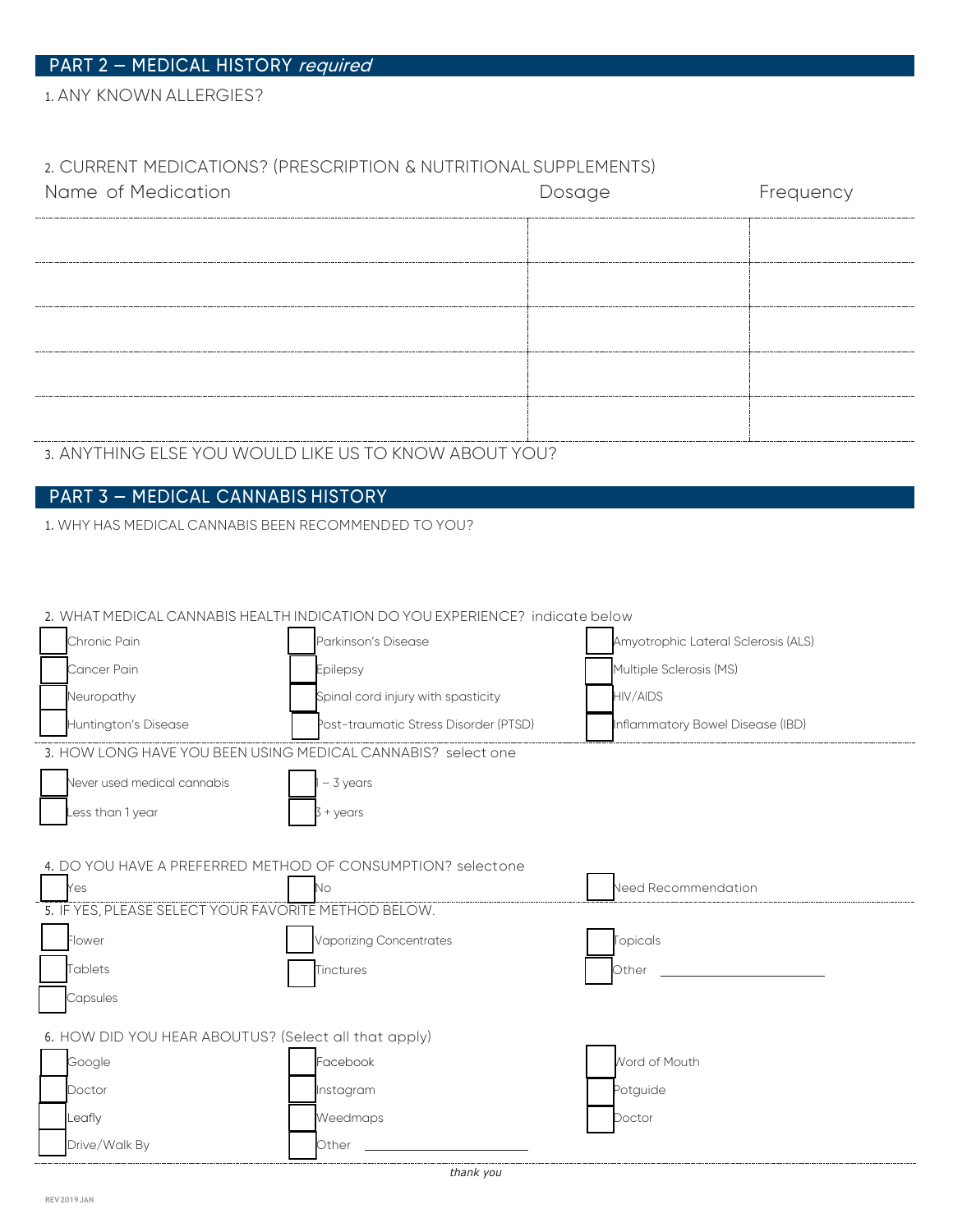## PART 2 – MEDICAL HISTORY *required*

1. ANY KNOWN ALLERGIES?

2. CURRENT MEDICATIONS? (PRESCRIPTION & NUTRITIONAL SUPPLEMENTS)

| Name of Medication | Dosage | Frequency |
|---|---|---|
| | | |
| | | |
| | | |
| | | |
| | | |

3. ANYTHING ELSE YOU WOULD LIKE US TO KNOW ABOUT YOU?

## PART 3 – MEDICAL CANNABIS HISTORY

1. WHY HAS MEDICAL CANNABIS BEEN RECOMMENDED TO YOU?

2. WHAT MEDICAL CANNABIS HEALTH INDICATION DO YOU EXPERIENCE? indicate below

- ☐ Chronic Pain
- ☐ Cancer Pain
- ☐ Neuropathy
- ☐ Huntington's Disease
- ☐ Parkinson's Disease
- ☐ Epilepsy
- ☐ Spinal cord injury with spasticity
- ☐ Post-traumatic Stress Disorder (PTSD)
- ☐ Amyotrophic Lateral Sclerosis (ALS)
- ☐ Multiple Sclerosis (MS)
- ☐ HIV/AIDS
- ☐ Inflammatory Bowel Disease (IBD)

3. HOW LONG HAVE YOU BEEN USING MEDICAL CANNABIS? select one

- ☐ Never used medical cannabis
- ☐ Less than 1 year
- ☐ 1 – 3 years
- ☐ 3 + years

4. DO YOU HAVE A PREFERRED METHOD OF CONSUMPTION? selectone

- ☐ Yes
- ☐ No
- ☐ Need Recommendation

5. IF YES, PLEASE SELECT YOUR FAVORITE METHOD BELOW.

- ☐ Flower
- ☐ Tablets
- ☐ Capsules
- ☐ Vaporizing Concentrates
- ☐ Tinctures
- ☐ Topicals
- ☐ Other ____________________

6. HOW DID YOU HEAR ABOUTUS? (Select all that apply)

- ☐ Google
- ☐ Doctor
- ☐ Leafly
- ☐ Drive/Walk By
- ☐ Facebook
- ☐ Instagram
- ☐ Weedmaps
- ☐ Other ____________________
- ☐ Word of Mouth
- ☐ Potguide
- ☐ Doctor

*thank you*

REV 2019 JAN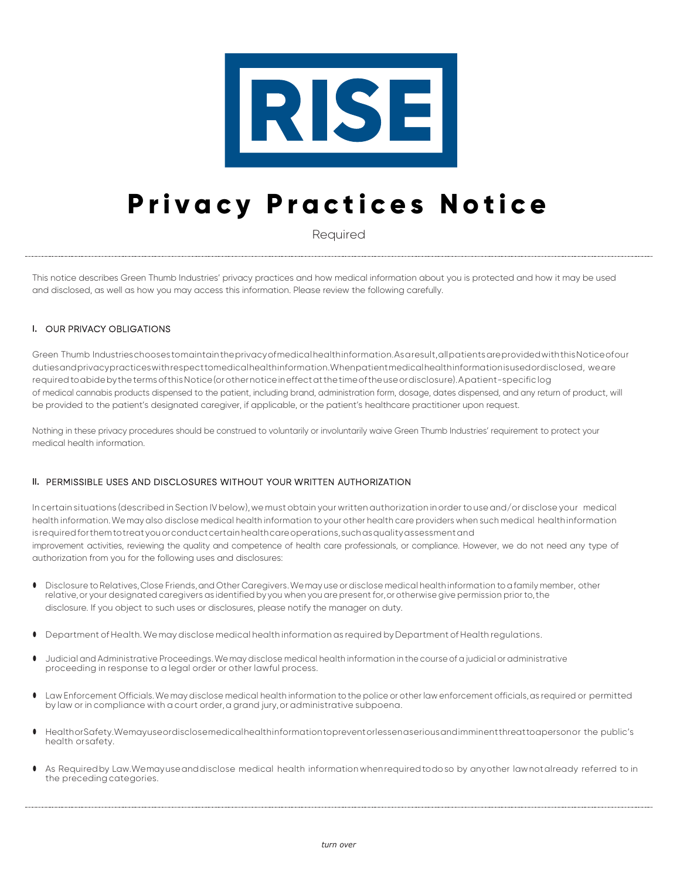RISE

# Privacy Practices Notice

Required

This notice describes Green Thumb Industries' privacy practices and how medical information about you is protected and how it may be used and disclosed, as well as how you may access this information. Please review the following carefully.

## I. OUR PRIVACY OBLIGATIONS

Green Thumb Industries chooses to maintain the privacy of medical health information. As a result, all patients are provided with this Notice of our duties and privacy practices with respect to medical health information. When patient medical health information is used or disclosed, we are required to abide by the terms of this Notice (or other notice in effect at the time of the use or disclosure). A patient-specific log of medical cannabis products dispensed to the patient, including brand, administration form, dosage, dates dispensed, and any return of product, will be provided to the patient's designated caregiver, if applicable, or the patient's healthcare practitioner upon request.

Nothing in these privacy procedures should be construed to voluntarily or involuntarily waive Green Thumb Industries' requirement to protect your medical health information.

## II. PERMISSIBLE USES AND DISCLOSURES WITHOUT YOUR WRITTEN AUTHORIZATION

In certain situations (described in Section IV below), we must obtain your written authorization in order to use and/or disclose your medical health information. We may also disclose medical health information to your other health care providers when such medical health information is required for them to treat you or conduct certain health care operations, such as quality assessment and improvement activities, reviewing the quality and competence of health care professionals, or compliance. However, we do not need any type of authorization from you for the following uses and disclosures:

- Disclosure to Relatives, Close Friends, and Other Caregivers. We may use or disclose medical health information to a family member, other relative, or your designated caregivers as identified by you when you are present for, or otherwise give permission prior to, the disclosure. If you object to such uses or disclosures, please notify the manager on duty.
- Department of Health. We may disclose medical health information as required by Department of Health regulations.
- Judicial and Administrative Proceedings. We may disclose medical health information in the course of a judicial or administrative proceeding in response to a legal order or other lawful process.
- Law Enforcement Officials. We may disclose medical health information to the police or other law enforcement officials, as required or permitted by law or in compliance with a court order, a grand jury, or administrative subpoena.
- Health or Safety. We may use or disclose medical health information to prevent or lessen a serious and imminent threat to a person or the public's health or safety.
- As Required by Law. We may use and disclose medical health information when required to do so by any other law not already referred to in the preceding categories.

*turn over*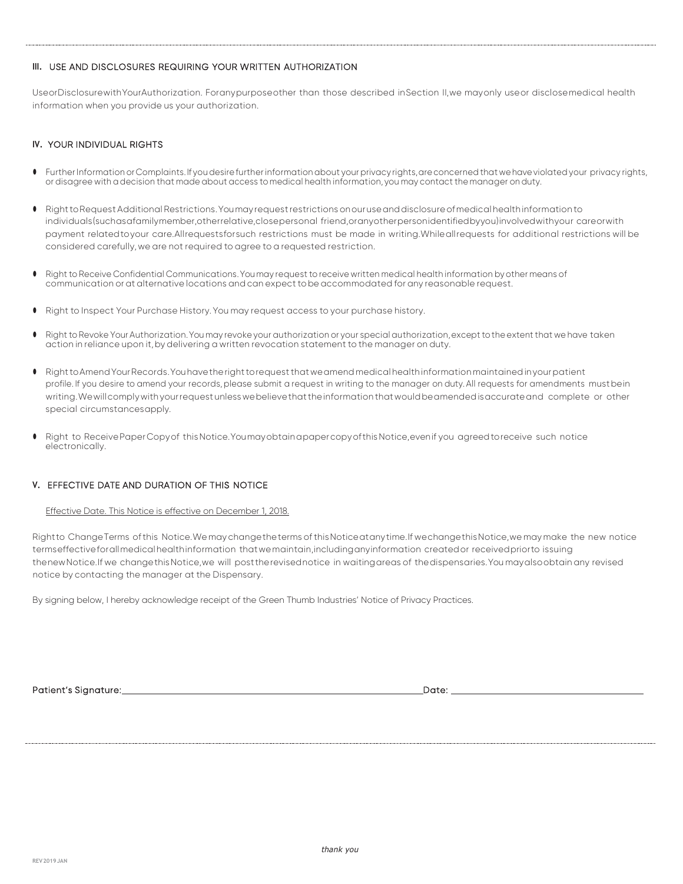## III. USE AND DISCLOSURES REQUIRING YOUR WRITTEN AUTHORIZATION

Use or Disclosure with Your Authorization. For any purpose other than those described in Section II, we may only use or disclose medical health information when you provide us your authorization.

## IV. YOUR INDIVIDUAL RIGHTS

- Further Information or Complaints. If you desire further information about your privacy rights, are concerned that we have violated your privacy rights, or disagree with a decision that made about access to medical health information, you may contact the manager on duty.
- Right to Request Additional Restrictions. You may request restrictions on our use and disclosure of medical health information to individuals (such as a family member, other relative, close personal friend, or any other person identified by you) involved with your care or with payment related to your care. All requests for such restrictions must be made in writing. While all requests for additional restrictions will be considered carefully, we are not required to agree to a requested restriction.
- Right to Receive Confidential Communications. You may request to receive written medical health information by other means of communication or at alternative locations and can expect to be accommodated for any reasonable request.
- Right to Inspect Your Purchase History. You may request access to your purchase history.
- Right to Revoke Your Authorization. You may revoke your authorization or your special authorization, except to the extent that we have taken action in reliance upon it, by delivering a written revocation statement to the manager on duty.
- Right to Amend Your Records. You have the right to request that we amend medical health information maintained in your patient profile. If you desire to amend your records, please submit a request in writing to the manager on duty. All requests for amendments must be in writing. We will comply with your request unless we believe that the information that would be amended is accurate and complete or other special circumstances apply.
- Right to Receive Paper Copy of this Notice. You may obtain a paper copy of this Notice, even if you agreed to receive such notice electronically.

## V. EFFECTIVE DATE AND DURATION OF THIS NOTICE

Effective Date. This Notice is effective on December 1, 2018.

Right to Change Terms of this Notice. We may change the terms of this Notice at any time. If we change this Notice, we may make the new notice terms effective for all medical health information that we maintain, including any information created or received prior to issuing the new Notice. If we change this Notice, we will post the revised notice in waiting areas of the dispensaries. You may also obtain any revised notice by contacting the manager at the Dispensary.

By signing below, I hereby acknowledge receipt of the Green Thumb Industries' Notice of Privacy Practices.

**Patient's Signature:** ______________________________ **Date:** ______________________

*thank you*

REV 2019 JAN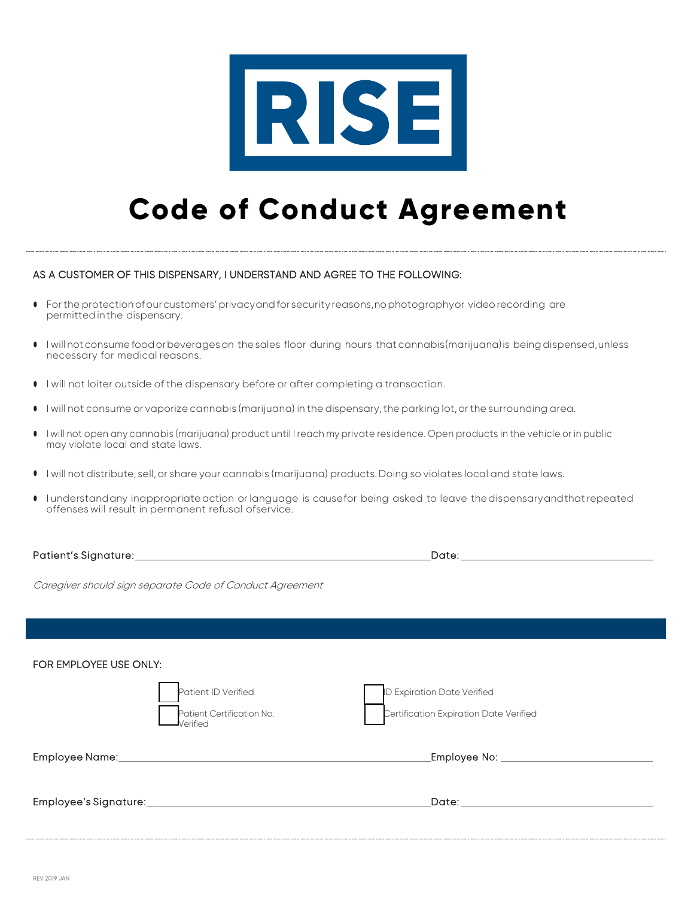RISE

# Code of Conduct Agreement

AS A CUSTOMER OF THIS DISPENSARY, I UNDERSTAND AND AGREE TO THE FOLLOWING:

- For the protection of our customers' privacy and for security reasons, no photography or video recording are permitted in the dispensary.
- I will not consume food or beverages on the sales floor during hours that cannabis (marijuana) is being dispensed, unless necessary for medical reasons.
- I will not loiter outside of the dispensary before or after completing a transaction.
- I will not consume or vaporize cannabis (marijuana) in the dispensary, the parking lot, or the surrounding area.
- I will not open any cannabis (marijuana) product until I reach my private residence. Open products in the vehicle or in public may violate local and state laws.
- I will not distribute, sell, or share your cannabis (marijuana) products. Doing so violates local and state laws.
- I understand any inappropriate action or language is cause for being asked to leave the dispensary and that repeated offenses will result in permanent refusal of service.

Patient's Signature: ______________________________ Date: ____________________

*Caregiver should sign separate Code of Conduct Agreement*

FOR EMPLOYEE USE ONLY:

- [ ] Patient ID Verified
- [ ] ID Expiration Date Verified
- [ ] Patient Certification No. Verified
- [ ] Certification Expiration Date Verified

Employee Name: ______________________________ Employee No: ____________________

Employee's Signature: ______________________________ Date: ____________________

REV 2019 JAN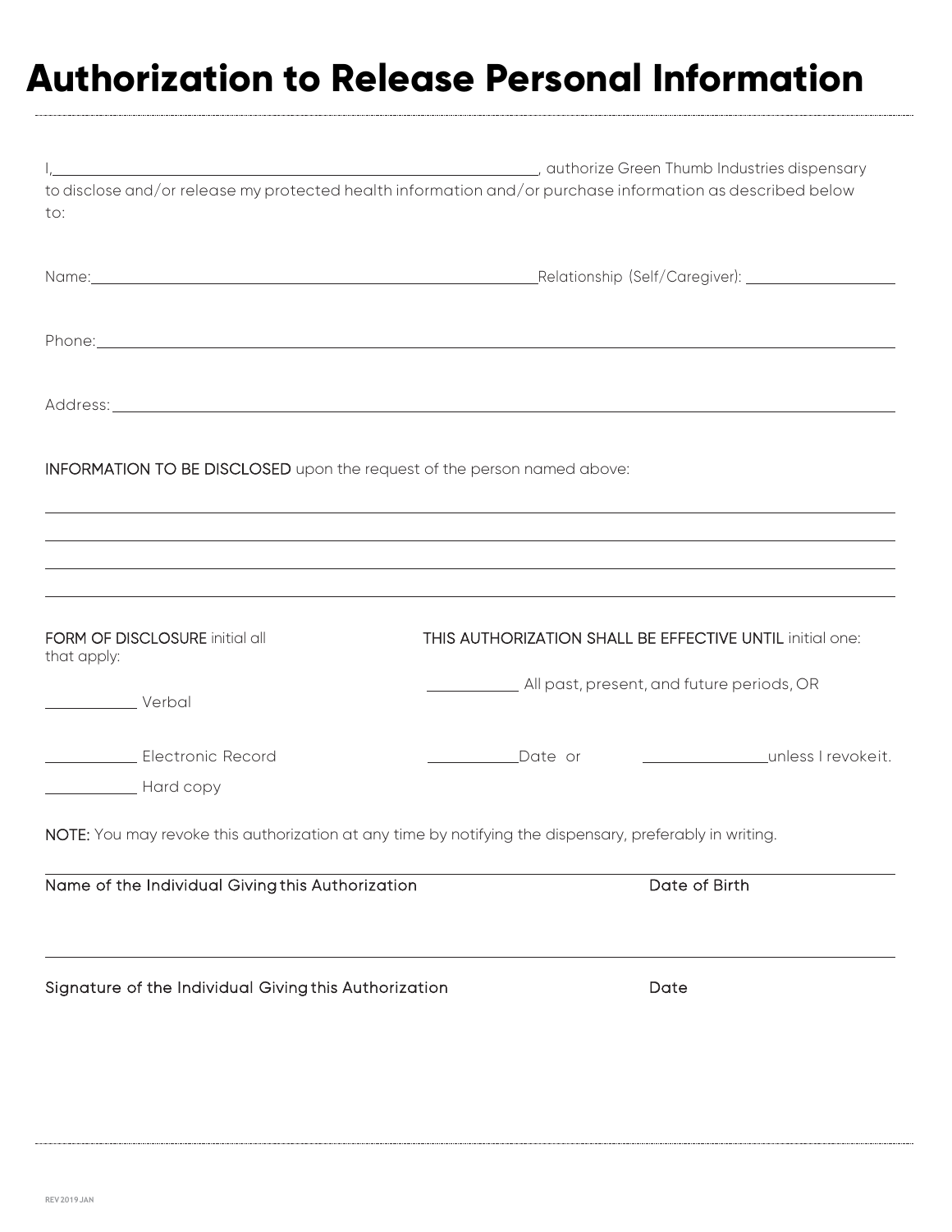# Authorization to Release Personal Information

I,\_\_\_\_\_\_\_\_\_\_\_\_\_\_\_\_\_\_\_\_\_\_\_\_\_\_\_\_\_\_\_\_\_\_\_\_\_\_\_\_\_\_\_\_\_\_\_\_, authorize Green Thumb Industries dispensary to disclose and/or release my protected health information and/or purchase information as described below to:

Name:\_\_\_\_\_\_\_\_\_\_\_\_\_\_\_\_\_\_\_\_\_\_\_\_\_\_\_\_\_\_\_\_\_\_\_\_\_\_\_\_\_\_\_\_ Relationship (Self/Caregiver): \_\_\_\_\_\_\_\_\_\_\_\_\_\_\_\_

Phone:\_\_\_\_\_\_\_\_\_\_\_\_\_\_\_\_\_\_\_\_\_\_\_\_\_\_\_\_\_\_\_\_\_\_\_\_\_\_\_\_\_\_\_\_\_\_\_\_\_\_\_\_\_\_\_\_\_\_\_\_\_\_\_\_\_\_\_\_

Address:\_\_\_\_\_\_\_\_\_\_\_\_\_\_\_\_\_\_\_\_\_\_\_\_\_\_\_\_\_\_\_\_\_\_\_\_\_\_\_\_\_\_\_\_\_\_\_\_\_\_\_\_\_\_\_\_\_\_\_\_\_\_\_\_\_\_

INFORMATION TO BE DISCLOSED upon the request of the person named above:

\_\_\_\_\_\_\_\_\_\_\_\_\_\_\_\_\_\_\_\_\_\_\_\_\_\_\_\_\_\_\_\_\_\_\_\_\_\_\_\_\_\_\_\_\_\_\_\_\_\_\_\_\_\_\_\_\_\_\_\_\_\_\_\_\_\_\_\_\_\_\_\_\_

\_\_\_\_\_\_\_\_\_\_\_\_\_\_\_\_\_\_\_\_\_\_\_\_\_\_\_\_\_\_\_\_\_\_\_\_\_\_\_\_\_\_\_\_\_\_\_\_\_\_\_\_\_\_\_\_\_\_\_\_\_\_\_\_\_\_\_\_\_\_\_\_\_

\_\_\_\_\_\_\_\_\_\_\_\_\_\_\_\_\_\_\_\_\_\_\_\_\_\_\_\_\_\_\_\_\_\_\_\_\_\_\_\_\_\_\_\_\_\_\_\_\_\_\_\_\_\_\_\_\_\_\_\_\_\_\_\_\_\_\_\_\_\_\_\_\_

\_\_\_\_\_\_\_\_\_\_\_\_\_\_\_\_\_\_\_\_\_\_\_\_\_\_\_\_\_\_\_\_\_\_\_\_\_\_\_\_\_\_\_\_\_\_\_\_\_\_\_\_\_\_\_\_\_\_\_\_\_\_\_\_\_\_\_\_\_\_\_\_\_

FORM OF DISCLOSURE initial all that apply:

\_\_\_\_\_\_\_\_\_\_ Verbal

\_\_\_\_\_\_\_\_\_\_ Electronic Record

\_\_\_\_\_\_\_\_\_\_ Hard copy

THIS AUTHORIZATION SHALL BE EFFECTIVE UNTIL initial one:

\_\_\_\_\_\_\_\_\_\_ All past, present, and future periods, OR

\_\_\_\_\_\_\_\_\_\_Date or \_\_\_\_\_\_\_\_\_\_\_\_\_\_unless I revokeit.

NOTE: You may revoke this authorization at any time by notifying the dispensary, preferably in writing.

\_\_\_\_\_\_\_\_\_\_\_\_\_\_\_\_\_\_\_\_\_\_\_\_\_\_\_\_\_\_\_\_\_\_\_\_\_\_\_\_\_\_\_\_\_\_\_\_\_\_\_\_\_\_\_\_\_\_\_\_\_\_\_\_\_\_\_\_\_\_\_\_\_

Name of the Individual Giving this Authorization                    Date of Birth

\_\_\_\_\_\_\_\_\_\_\_\_\_\_\_\_\_\_\_\_\_\_\_\_\_\_\_\_\_\_\_\_\_\_\_\_\_\_\_\_\_\_\_\_\_\_\_\_\_\_\_\_\_\_\_\_\_\_\_\_\_\_\_\_\_\_\_\_\_\_\_\_\_

Signature of the Individual Giving this Authorization                    Date

REV 2019 JAN